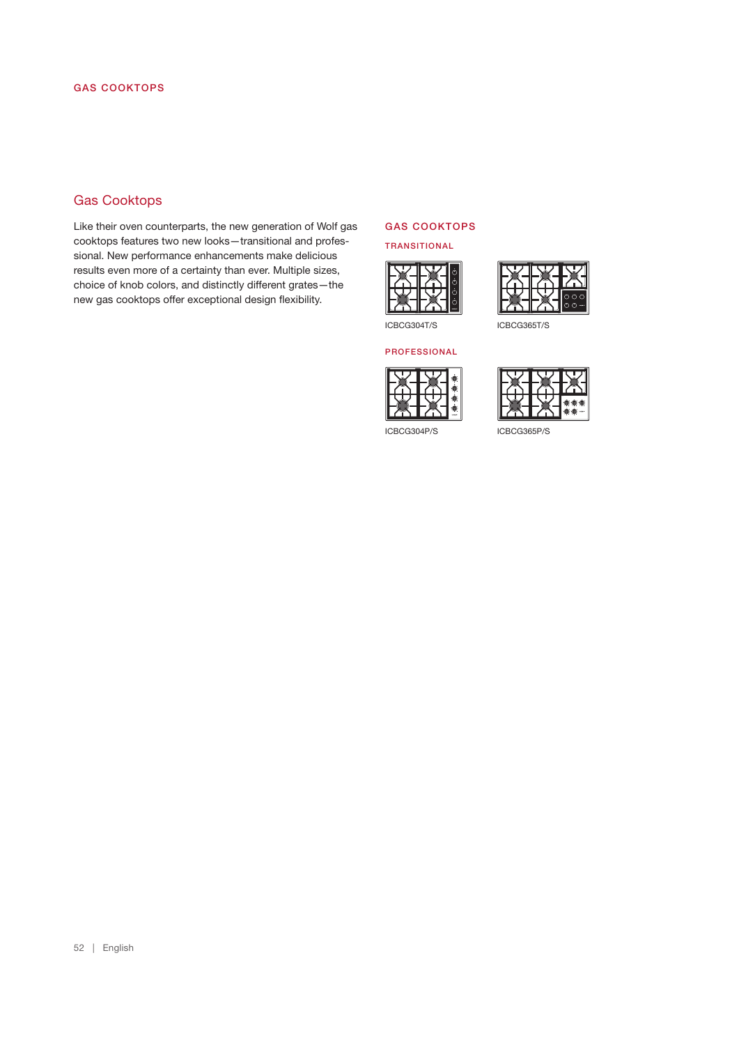# Gas Cooktops

Like their oven counterparts, the new generation of Wolf gas cooktops features two new looks—transitional and professional. New performance enhancements make delicious results even more of a certainty than ever. Multiple sizes, choice of knob colors, and distinctly different grates—the new gas cooktops offer exceptional design flexibility.

## GAS COOKTOPS

### TRANSITIONAL

ICBCG304T/S

ICBCG365T/S

### PROFESSIONAL

ICBCG304P/S

ICBCG365P/S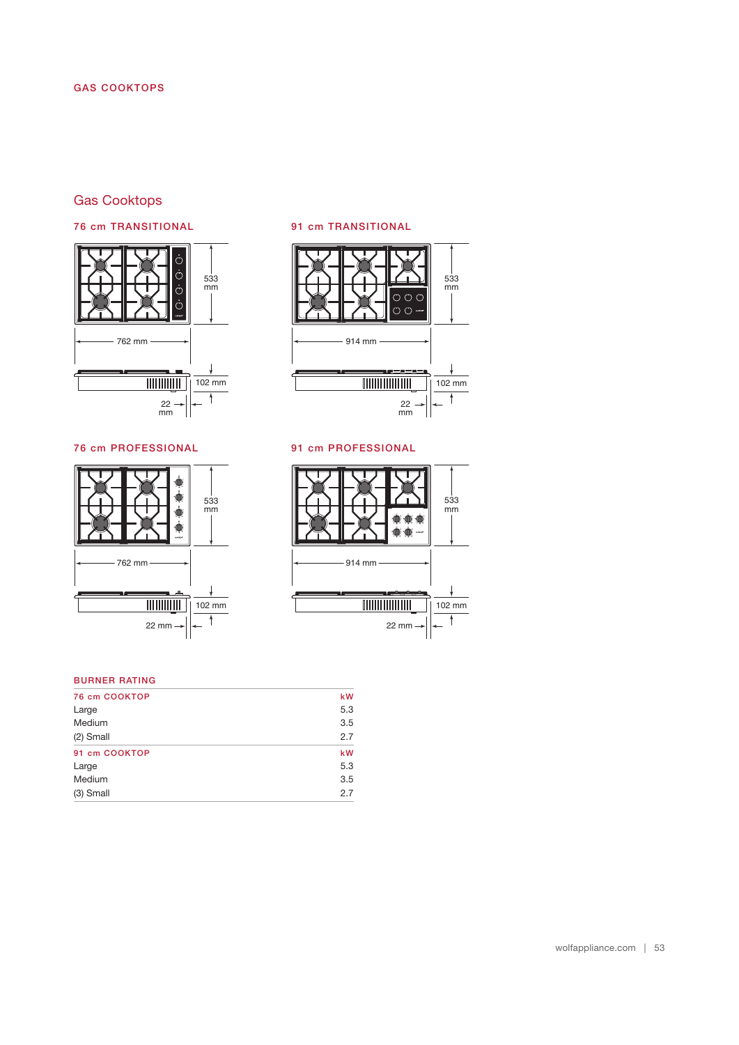GAS COOKTOPS

## Gas Cooktops

### 76 cm TRANSITIONAL

533 mm

762 mm

102 mm

22 mm

### 91 cm TRANSITIONAL

533 mm

914 mm

102 mm

22 mm

### 76 cm PROFESSIONAL

533 mm

762 mm

102 mm

22 mm

### 91 cm PROFESSIONAL

533 mm

914 mm

102 mm

22 mm

### BURNER RATING

| 76 cm COOKTOP | kW |
|---|---|
| Large | 5.3 |
| Medium | 3.5 |
| (2) Small | 2.7 |
| **91 cm COOKTOP** | **kW** |
| Large | 5.3 |
| Medium | 3.5 |
| (3) Small | 2.7 |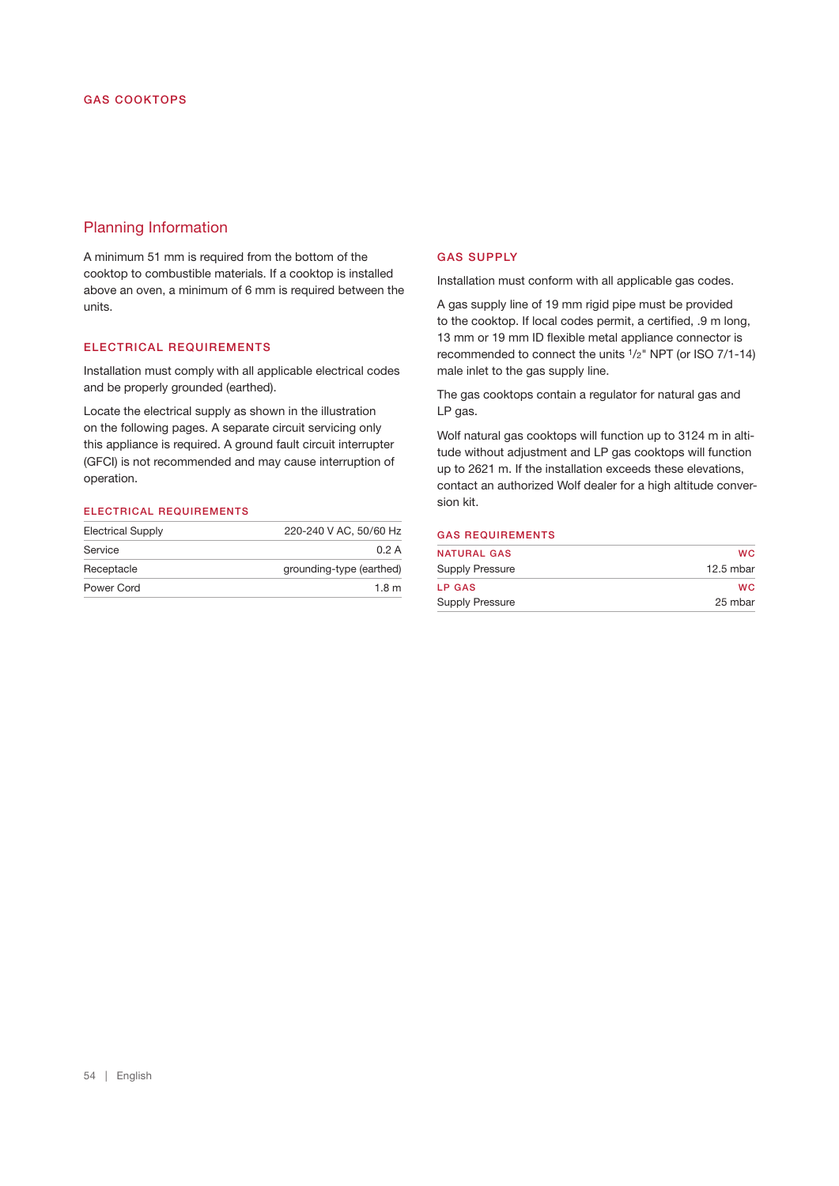## GAS COOKTOPS

# Planning Information

A minimum 51 mm is required from the bottom of the cooktop to combustible materials. If a cooktop is installed above an oven, a minimum of 6 mm is required between the units.

### ELECTRICAL REQUIREMENTS

Installation must comply with all applicable electrical codes and be properly grounded (earthed).

Locate the electrical supply as shown in the illustration on the following pages. A separate circuit servicing only this appliance is required. A ground fault circuit interrupter (GFCI) is not recommended and may cause interruption of operation.

| ELECTRICAL REQUIREMENTS | |
|---|---|
| Electrical Supply | 220-240 V AC, 50/60 Hz |
| Service | 0.2 A |
| Receptacle | grounding-type (earthed) |
| Power Cord | 1.8 m |

### GAS SUPPLY

Installation must conform with all applicable gas codes.

A gas supply line of 19 mm rigid pipe must be provided to the cooktop. If local codes permit, a certified, .9 m long, 13 mm or 19 mm ID flexible metal appliance connector is recommended to connect the units 1/2" NPT (or ISO 7/1-14) male inlet to the gas supply line.

The gas cooktops contain a regulator for natural gas and LP gas.

Wolf natural gas cooktops will function up to 3124 m in altitude without adjustment and LP gas cooktops will function up to 2621 m. If the installation exceeds these elevations, contact an authorized Wolf dealer for a high altitude conversion kit.

**GAS REQUIREMENTS**

| NATURAL GAS | WC |
|---|---|
| Supply Pressure | 12.5 mbar |
| **LP GAS** | **WC** |
| Supply Pressure | 25 mbar |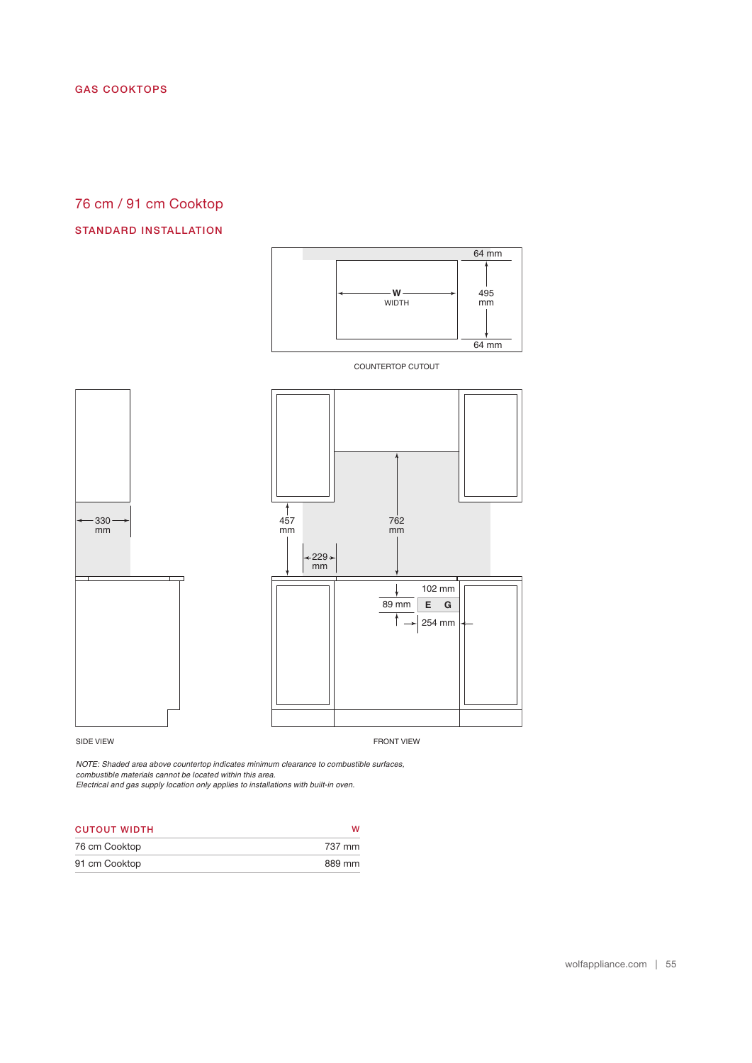## GAS COOKTOPS

# 76 cm / 91 cm Cooktop

### STANDARD INSTALLATION

64 mm
W
WIDTH
495 mm
64 mm

COUNTERTOP CUTOUT

330 mm
457 mm
229 mm
762 mm
102 mm
89 mm
E G
254 mm

SIDE VIEW

FRONT VIEW

*NOTE: Shaded area above countertop indicates minimum clearance to combustible surfaces, combustible materials cannot be located within this area.*
*Electrical and gas supply location only applies to installations with built-in oven.*

| CUTOUT WIDTH | W |
|---|---|
| 76 cm Cooktop | 737 mm |
| 91 cm Cooktop | 889 mm |